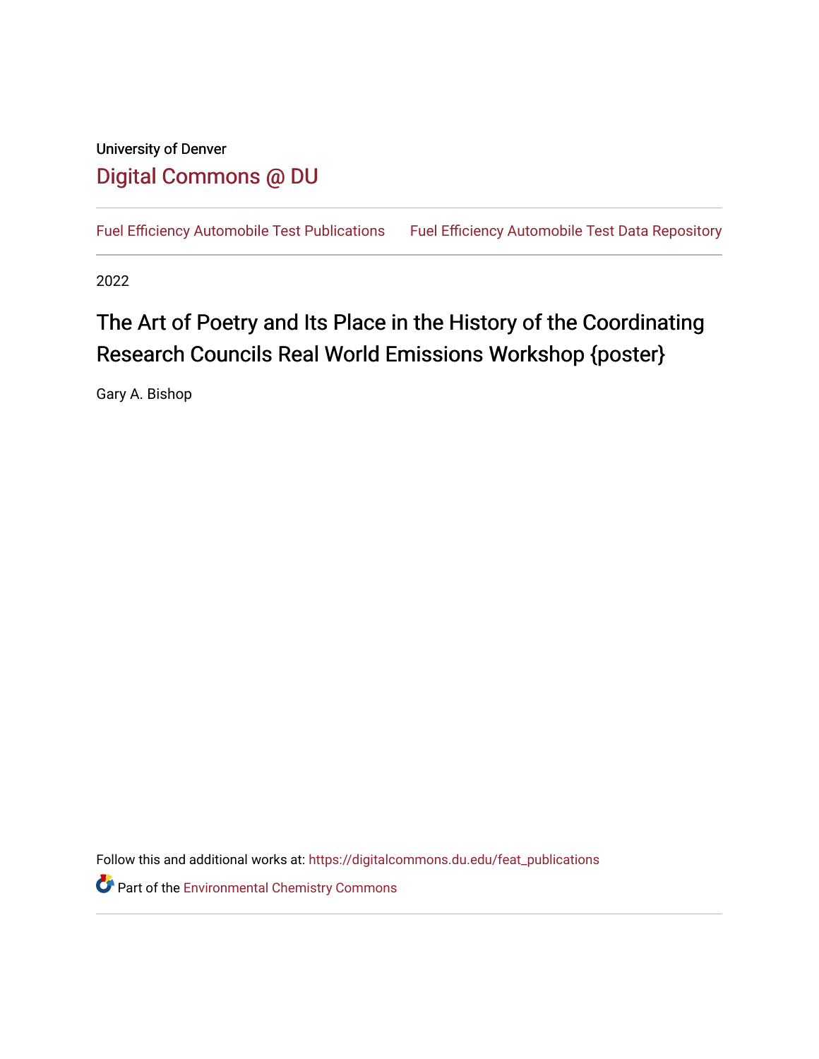University of Denver

Digital Commons @ DU

Fuel Efficiency Automobile Test Publications　　Fuel Efficiency Automobile Test Data Repository

2022

# The Art of Poetry and Its Place in the History of the Coordinating Research Councils Real World Emissions Workshop {poster}

Gary A. Bishop

Follow this and additional works at: https://digitalcommons.du.edu/feat_publications

Part of the Environmental Chemistry Commons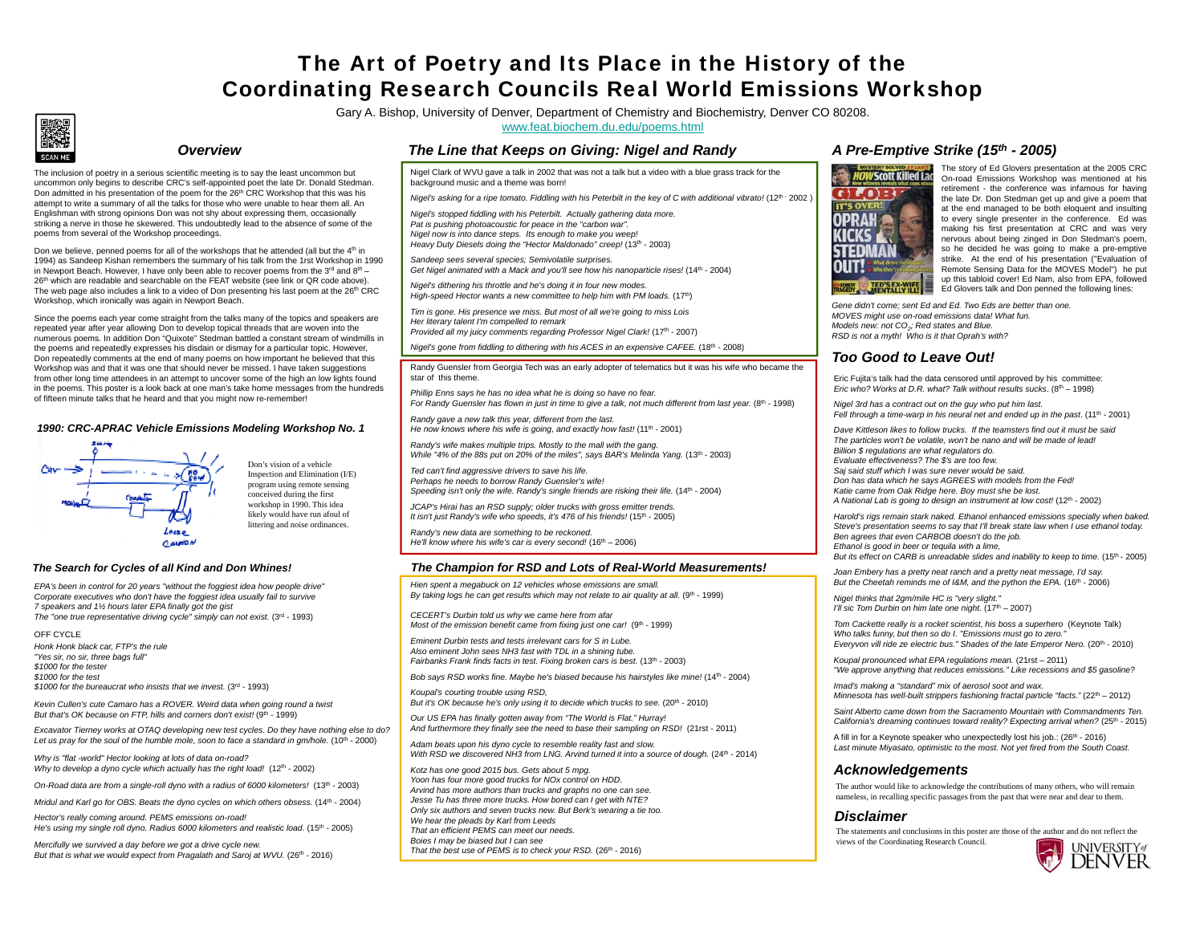# The Art of Poetry and Its Place in the History of the Coordinating Research Councils Real World Emissions Workshop

Gary A. Bishop, University of Denver, Department of Chemistry and Biochemistry, Denver CO 80208.

www.feat.biochem.du.edu/poems.html

SCAN ME

## *Overview*

The inclusion of poetry in a serious scientific meeting is to say the least uncommon but uncommon only begins to describe CRC's self-appointed poet the late Dr. Donald Stedman. Don admitted in his presentation of the poem for the 26th CRC Workshop that this was his attempt to write a summary of all the talks for those who were unable to hear them all. An Englishman with strong opinions Don was not shy about expressing them, occasionally striking a nerve in those he skewered. This undoubtedly lead to the absence of some of the poems from several of the Workshop proceedings.

Don we believe, penned poems for all of the workshops that he attended (all but the 4th in 1994) as Sandeep Kishan remembers the summary of his talk from the 1rst Workshop in 1990 in Newport Beach. However, I have only been able to recover poems from the 3rd and 8th – 26th which are readable and searchable on the FEAT website (see link or QR code above). The web page also includes a link to a video of Don presenting his last poem at the 26th CRC Workshop, which ironically was again in Newport Beach.

Since the poems each year come straight from the talks many of the topics and speakers are repeated year after year allowing Don to develop topical threads that are woven into the numerous poems. In addition Don "Quixote" Stedman battled a constant stream of windmills in the poems and repeatedly expresses his disdain or dismay for a particular topic. However, Don repeatedly comments at the end of many poems on how important he believed that this Workshop was and that it was one that should never be missed. I have taken suggestions from other long time attendees in an attempt to uncover some of the high an low lights found in the poems. This poster is a look back at one man's take home messages from the hundreds of fifteen minute talks that he heard and that you might now re-remember!

### *1990: CRC-APRAC Vehicle Emissions Modeling Workshop No. 1*

Don's vision of a vehicle Inspection and Elimination (I/E) program using remote sensing conceived during the first workshop in 1990. This idea likely would have run afoul of littering and noise ordinances.

### *The Search for Cycles of all Kind and Don Whines!*

*EPA's been in control for 20 years "without the foggiest idea how people drive"*
*Corporate executives who don't have the foggiest idea usually fail to survive*
*7 speakers and 1½ hours later EPA finally got the gist*
*The "one true representative driving cycle" simply can not exist.* (3rd - 1993)

OFF CYCLE
*Honk Honk black car, FTP's the rule*
*"Yes sir, no sir, three bags full"*
*$1000 for the tester*
*$1000 for the test*
*$1000 for the bureaucrat who insists that we invest.* (3rd - 1993)

*Kevin Cullen's cute Camaro has a ROVER. Weird data when going round a twist*
*But that's OK because on FTP, hills and corners don't exist!* (9th - 1999)

*Excavator Tierney works at OTAQ developing new test cycles. Do they have nothing else to do?*
*Let us pray for the soul of the humble mole, soon to face a standard in gm/hole.* (10th - 2000)

*Why is "flat -world" Hector looking at lots of data on-road?*
*Why to develop a dyno cycle which actually has the right load!* (12th - 2002)

*On-Road data are from a single-roll dyno with a radius of 6000 kilometers!* (13th - 2003)

*Mridul and Karl go for OBS. Beats the dyno cycles on which others obsess.* (14th - 2004)

*Hector's really coming around. PEMS emissions on-road!*
*He's using my single roll dyno. Radius 6000 kilometers and realistic load.* (15th - 2005)

*Mercifully we survived a day before we got a drive cycle new.*
*But that is what we would expect from Pragalath and Saroj at WVU.* (26th - 2016)

## *The Line that Keeps on Giving: Nigel and Randy*

Nigel Clark of WVU gave a talk in 2002 that was not a talk but a video with a blue grass track for the background music and a theme was born!

*Nigel's asking for a ripe tomato. Fiddling with his Peterbilt in the key of C with additional vibrato!* (12th - 2002 )

*Nigel's stopped fiddling with his Peterbilt. Actually gathering data more.*
*Pat is pushing photoacoustic for peace in the "carbon war".*
*Nigel now is into dance steps. Its enough to make you weep!*
*Heavy Duty Diesels doing the "Hector Maldonado" creep!* (13th - 2003)

*Sandeep sees several species; Semivolatile surprises.*
*Get Nigel animated with a Mack and you'll see how his nanoparticle rises!* (14th - 2004)

*Nigel's dithering his throttle and he's doing it in four new modes.*
*High-speed Hector wants a new committee to help him with PM loads.* (17th)

*Tim is gone. His presence we miss. But most of all we're going to miss Lois*
*Her literary talent I'm compelled to remark*
*Provided all my juicy comments regarding Professor Nigel Clark!* (17th - 2007)

*Nigel's gone from fiddling to dithering with his ACES in an expensive CAFEE.* (18th - 2008)

Randy Guensler from Georgia Tech was an early adopter of telematics but it was his wife who became the star of this theme.

*Phillip Enns says he has no idea what he is doing so have no fear.*
*For Randy Guensler has flown in just in time to give a talk, not much different from last year.* (8th - 1998)

*Randy gave a new talk this year, different from the last.*
*He now knows where his wife is going, and exactly how fast!* (11th - 2001)

*Randy's wife makes multiple trips. Mostly to the mall with the gang.*
*While "4% of the 88s put on 20% of the miles", says BAR's Melinda Yang.* (13th - 2003)

*Ted can't find aggressive drivers to save his life.*
*Perhaps he needs to borrow Randy Guensler's wife!*
*Speeding isn't only the wife. Randy's single friends are risking their life.* (14th - 2004)

*JCAP's Hirai has an RSD supply; older trucks with gross emitter trends.*
*It isn't just Randy's wife who speeds, it's 476 of his friends!* (15th - 2005)

*Randy's new data are something to be reckoned.*
*He'll know where his wife's car is every second!* (16th – 2006)

## *The Champion for RSD and Lots of Real-World Measurements!*

*Hien spent a megabuck on 12 vehicles whose emissions are small.*
*By taking logs he can get results which may not relate to air quality at all.* (9th - 1999)

*CECERT's Durbin told us why we came here from afar*
*Most of the emission benefit came from fixing just one car!* (9th - 1999)

*Eminent Durbin tests and tests irrelevant cars for S in Lube.*
*Also eminent John sees NH3 fast with TDL in a shining tube.*
*Fairbanks Frank finds facts in test. Fixing broken cars is best.* (13th - 2003)

*Bob says RSD works fine. Maybe he's biased because his hairstyles like mine!* (14th - 2004)

*Koupal's courting trouble using RSD,*
*But it's OK because he's only using it to decide which trucks to see.* (20th - 2010)

*Our US EPA has finally gotten away from "The World is Flat." Hurray!*
*And furthermore they finally see the need to base their sampling on RSD!* (21rst - 2011)

*Adam beats upon his dyno cycle to resemble reality fast and slow.*
*With RSD we discovered NH3 from LNG. Arvind turned it into a source of dough.* (24th - 2014)

*Kotz has one good 2015 bus. Gets about 5 mpg.*
*Yoon has four more good trucks for NOx control on HDD.*
*Arvind has more authors than trucks and graphs no one can see.*
*Jesse Tu has three more trucks. How bored can I get with NTE?*
*Only six authors and seven trucks new. But Berk's wearing a tie too.*
*We hear the pleads by Karl from Leeds*
*That an efficient PEMS can meet our needs.*
*Boies I may be biased but I can see*
*That the best use of PEMS is to check your RSD.* (26th - 2016)

## *A Pre-Emptive Strike (15th - 2005)*

The story of Ed Glovers presentation at the 2005 CRC On-road Emissions Workshop was mentioned at his retirement - the conference was infamous for having the late Dr. Don Stedman get up and give a poem that at the end managed to be both eloquent and insulting to every single presenter in the conference. Ed was making his first presentation at CRC and was very nervous about being zinged in Don Stedman's poem, so he decided he was going to make a pre-emptive strike. At the end of his presentation ("Evaluation of Remote Sensing Data for the MOVES Model") he put up this tabloid cover! Ed Nam, also from EPA, followed Ed Glovers talk and Don penned the following lines:

*Gene didn't come; sent Ed and Ed. Two Eds are better than one.*
*MOVES might use on-road emissions data! What fun.*
*Models new: not $CO_2$; Red states and Blue.*
*RSD is not a myth! Who is it that Oprah's with?*

## *Too Good to Leave Out!*

Eric Fujita's talk had the data censored until approved by his committee:
*Eric who? Works at D.R. what? Talk without results sucks.* (8th – 1998)

*Nigel 3rd has a contract out on the guy who put him last.*
*Fell through a time-warp in his neural net and ended up in the past.* (11th - 2001)

*Dave Kittleson likes to follow trucks. If the teamsters find out it must be said*
*The particles won't be volatile, won't be nano and will be made of lead!*
*Billion $ regulations are what regulators do.*
*Evaluate effectiveness? The $'s are too few.*
*Saj said stuff which I was sure never would be said.*
*Don has data which he says AGREES with models from the Fed!*
*Katie came from Oak Ridge here. Boy must she be lost.*
*A National Lab is going to design an instrument at low cost!* (12th - 2002)

*Harold's rigs remain stark naked. Ethanol enhanced emissions specially when baked.*
*Steve's presentation seems to say that I'll break state law when I use ethanol today.*
*Ben agrees that even CARBOB doesn't do the job.*
*Ethanol is good in beer or tequila with a lime,*
*But its effect on CARB is unreadable slides and inability to keep to time.* (15th - 2005)

*Joan Embery has a pretty neat ranch and a pretty neat message, I'd say.*
*But the Cheetah reminds me of I&M, and the python the EPA.* (16th - 2006)

*Nigel thinks that 2gm/mile HC is "very slight."*
*I'll sic Tom Durbin on him late one night.* (17th – 2007)

*Tom Cackette really is a rocket scientist, his boss a superhero* (Keynote Talk)
*Who talks funny, but then so do I. "Emissions must go to zero."*
*Everyvon vill ride ze electric bus." Shades of the late Emperor Nero.* (20th - 2010)

*Koupal pronounced what EPA regulations mean.* (21rst – 2011)
*"We approve anything that reduces emissions." Like recessions and $5 gasoline?*

*Imad's making a "standard" mix of aerosol soot and wax.*
*Minnesota has well-built strippers fashioning fractal particle "facts."* (22th – 2012)

*Saint Alberto came down from the Sacramento Mountain with Commandments Ten.*
*California's dreaming continues toward reality? Expecting arrival when?* (25th - 2015)

A fill in for a Keynote speaker who unexpectedly lost his job.: (26th - 2016)
*Last minute Miyasato, optimistic to the most. Not yet fired from the South Coast.*

## *Acknowledgements*

The author would like to acknowledge the contributions of many others, who will remain nameless, in recalling specific passages from the past that were near and dear to them.

## *Disclaimer*

The statements and conclusions in this poster are those of the author and do not reflect the views of the Coordinating Research Council.

UNIVERSITY of DENVER